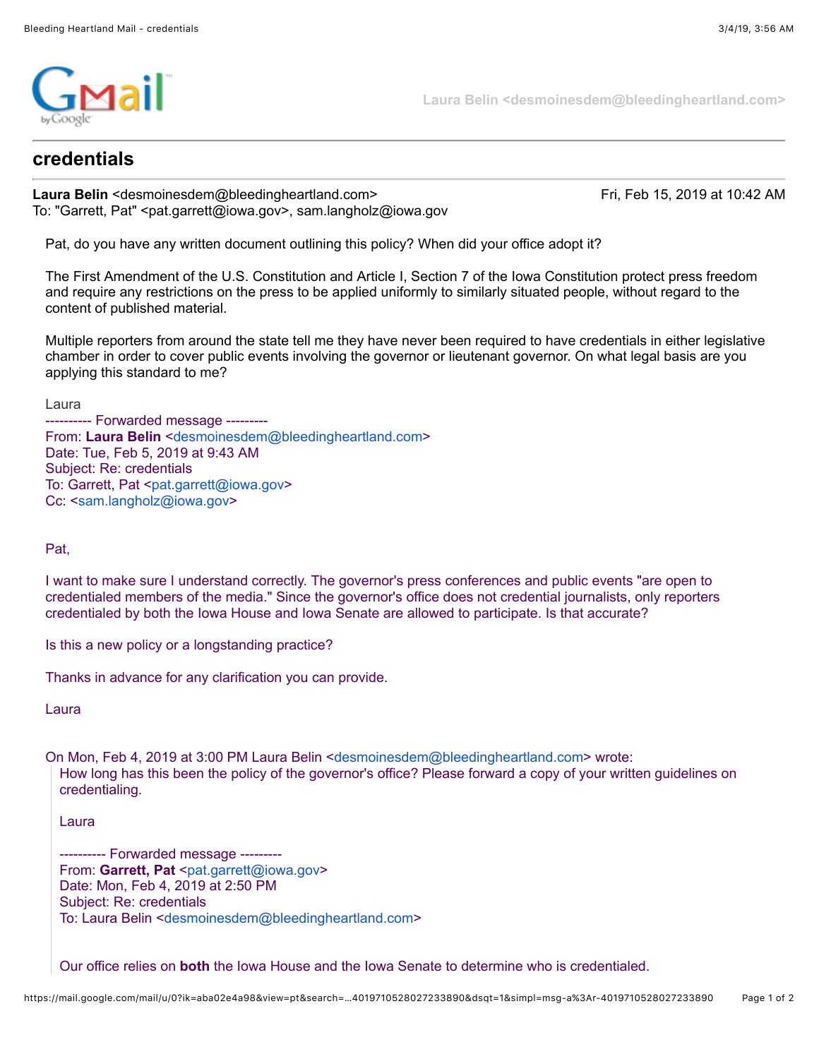Laura Belin <desmoinesdem@bleedingheartland.com>

# credentials

**Laura Belin** <desmoinesdem@bleedingheartland.com> Fri, Feb 15, 2019 at 10:42 AM
To: "Garrett, Pat" <pat.garrett@iowa.gov>, sam.langholz@iowa.gov

Pat, do you have any written document outlining this policy? When did your office adopt it?

The First Amendment of the U.S. Constitution and Article I, Section 7 of the Iowa Constitution protect press freedom and require any restrictions on the press to be applied uniformly to similarly situated people, without regard to the content of published material.

Multiple reporters from around the state tell me they have never been required to have credentials in either legislative chamber in order to cover public events involving the governor or lieutenant governor. On what legal basis are you applying this standard to me?

Laura

---------- Forwarded message ---------
From: **Laura Belin** <desmoinesdem@bleedingheartland.com>
Date: Tue, Feb 5, 2019 at 9:43 AM
Subject: Re: credentials
To: Garrett, Pat <pat.garrett@iowa.gov>
Cc: <sam.langholz@iowa.gov>

Pat,

I want to make sure I understand correctly. The governor's press conferences and public events "are open to credentialed members of the media." Since the governor's office does not credential journalists, only reporters credentialed by both the Iowa House and Iowa Senate are allowed to participate. Is that accurate?

Is this a new policy or a longstanding practice?

Thanks in advance for any clarification you can provide.

Laura

On Mon, Feb 4, 2019 at 3:00 PM Laura Belin <desmoinesdem@bleedingheartland.com> wrote:

> How long has this been the policy of the governor's office? Please forward a copy of your written guidelines on credentialing.
>
> Laura
>
> ---------- Forwarded message ---------
> From: **Garrett, Pat** <pat.garrett@iowa.gov>
> Date: Mon, Feb 4, 2019 at 2:50 PM
> Subject: Re: credentials
> To: Laura Belin <desmoinesdem@bleedingheartland.com>
>
> Our office relies on **both** the Iowa House and the Iowa Senate to determine who is credentialed.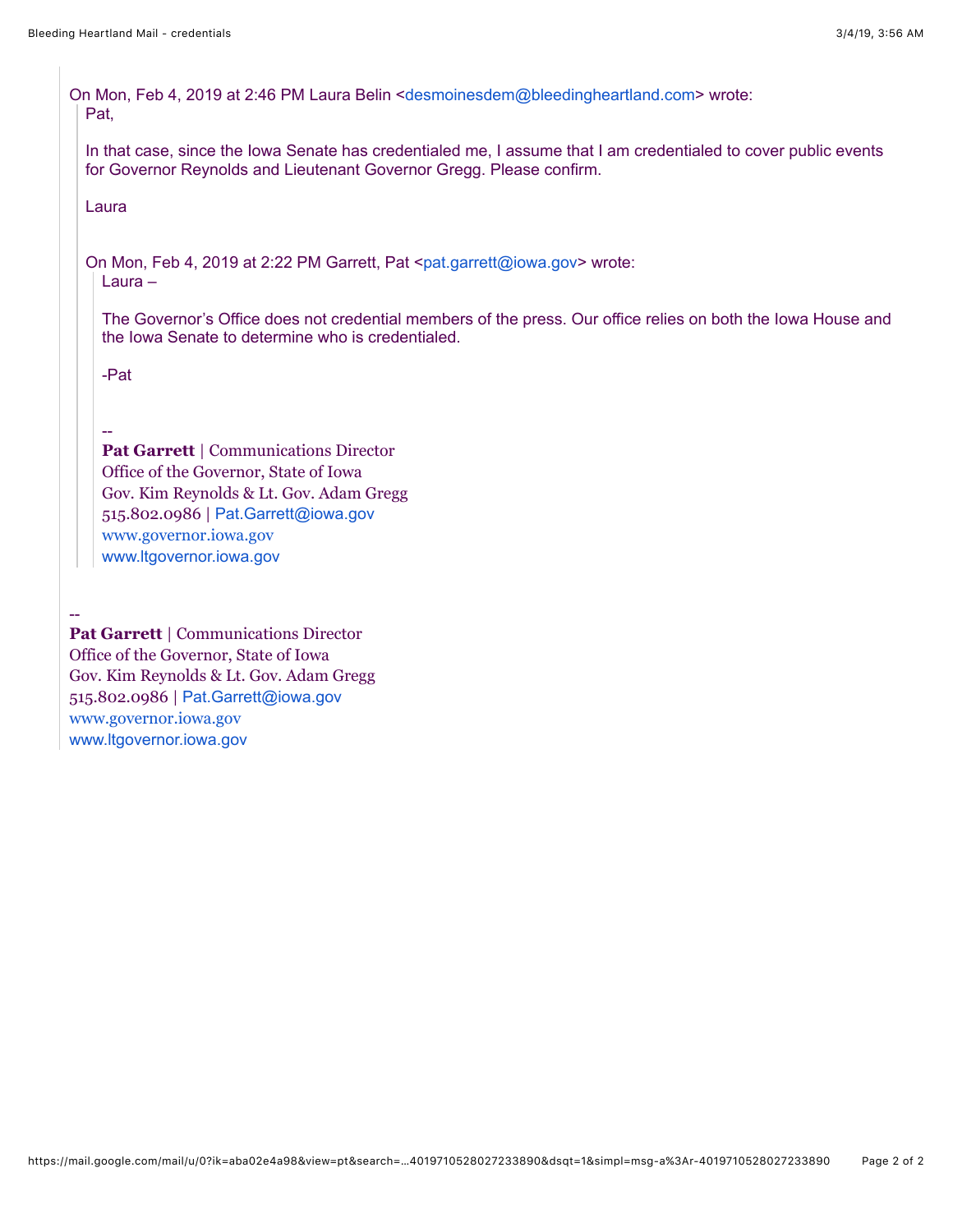On Mon, Feb 4, 2019 at 2:46 PM Laura Belin <desmoinesdem@bleedingheartland.com> wrote:

> Pat,
>
> In that case, since the Iowa Senate has credentialed me, I assume that I am credentialed to cover public events for Governor Reynolds and Lieutenant Governor Gregg. Please confirm.
>
> Laura
>
> On Mon, Feb 4, 2019 at 2:22 PM Garrett, Pat <pat.garrett@iowa.gov> wrote:
>
> > Laura –
> >
> > The Governor's Office does not credential members of the press. Our office relies on both the Iowa House and the Iowa Senate to determine who is credentialed.
> >
> > -Pat
> >
> > --
> > **Pat Garrett** | Communications Director
> > Office of the Governor, State of Iowa
> > Gov. Kim Reynolds & Lt. Gov. Adam Gregg
> > 515.802.0986 | Pat.Garrett@iowa.gov
> > www.governor.iowa.gov
> > www.ltgovernor.iowa.gov

--
**Pat Garrett** | Communications Director
Office of the Governor, State of Iowa
Gov. Kim Reynolds & Lt. Gov. Adam Gregg
515.802.0986 | Pat.Garrett@iowa.gov
www.governor.iowa.gov
www.ltgovernor.iowa.gov